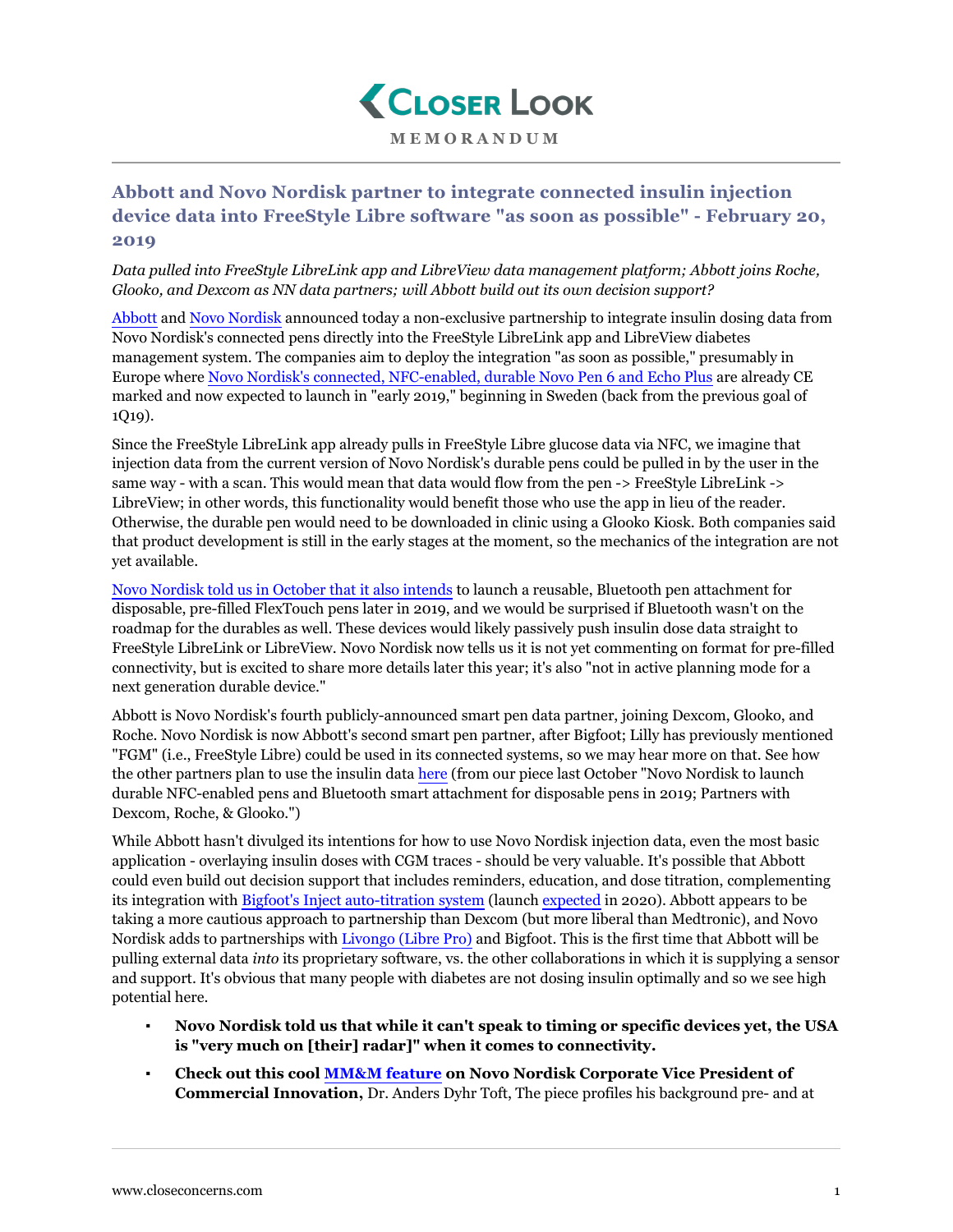**CLOSER LOOK**

**MEMORANDUM**

## Abbott and Novo Nordisk partner to integrate connected insulin injection device data into FreeStyle Libre software "as soon as possible" - February 20, 2019

*Data pulled into FreeStyle LibreLink app and LibreView data management platform; Abbott joins Roche, Glooko, and Dexcom as NN data partners; will Abbott build out its own decision support?*

Abbott and Novo Nordisk announced today a non-exclusive partnership to integrate insulin dosing data from Novo Nordisk's connected pens directly into the FreeStyle LibreLink app and LibreView diabetes management system. The companies aim to deploy the integration "as soon as possible," presumably in Europe where Novo Nordisk's connected, NFC-enabled, durable Novo Pen 6 and Echo Plus are already CE marked and now expected to launch in "early 2019," beginning in Sweden (back from the previous goal of 1Q19).

Since the FreeStyle LibreLink app already pulls in FreeStyle Libre glucose data via NFC, we imagine that injection data from the current version of Novo Nordisk's durable pens could be pulled in by the user in the same way - with a scan. This would mean that data would flow from the pen -> FreeStyle LibreLink -> LibreView; in other words, this functionality would benefit those who use the app in lieu of the reader. Otherwise, the durable pen would need to be downloaded in clinic using a Glooko Kiosk. Both companies said that product development is still in the early stages at the moment, so the mechanics of the integration are not yet available.

Novo Nordisk told us in October that it also intends to launch a reusable, Bluetooth pen attachment for disposable, pre-filled FlexTouch pens later in 2019, and we would be surprised if Bluetooth wasn't on the roadmap for the durables as well. These devices would likely passively push insulin dose data straight to FreeStyle LibreLink or LibreView. Novo Nordisk now tells us it is not yet commenting on format for pre-filled connectivity, but is excited to share more details later this year; it's also "not in active planning mode for a next generation durable device."

Abbott is Novo Nordisk's fourth publicly-announced smart pen data partner, joining Dexcom, Glooko, and Roche. Novo Nordisk is now Abbott's second smart pen partner, after Bigfoot; Lilly has previously mentioned "FGM" (i.e., FreeStyle Libre) could be used in its connected systems, so we may hear more on that. See how the other partners plan to use the insulin data here (from our piece last October "Novo Nordisk to launch durable NFC-enabled pens and Bluetooth smart attachment for disposable pens in 2019; Partners with Dexcom, Roche, & Glooko.")

While Abbott hasn't divulged its intentions for how to use Novo Nordisk injection data, even the most basic application - overlaying insulin doses with CGM traces - should be very valuable. It's possible that Abbott could even build out decision support that includes reminders, education, and dose titration, complementing its integration with Bigfoot's Inject auto-titration system (launch expected in 2020). Abbott appears to be taking a more cautious approach to partnership than Dexcom (but more liberal than Medtronic), and Novo Nordisk adds to partnerships with Livongo (Libre Pro) and Bigfoot. This is the first time that Abbott will be pulling external data *into* its proprietary software, vs. the other collaborations in which it is supplying a sensor and support. It's obvious that many people with diabetes are not dosing insulin optimally and so we see high potential here.

- **Novo Nordisk told us that while it can't speak to timing or specific devices yet, the USA is "very much on [their] radar]" when it comes to connectivity.**
- **Check out this cool MM&M feature on Novo Nordisk Corporate Vice President of Commercial Innovation,** Dr. Anders Dyhr Toft, The piece profiles his background pre- and at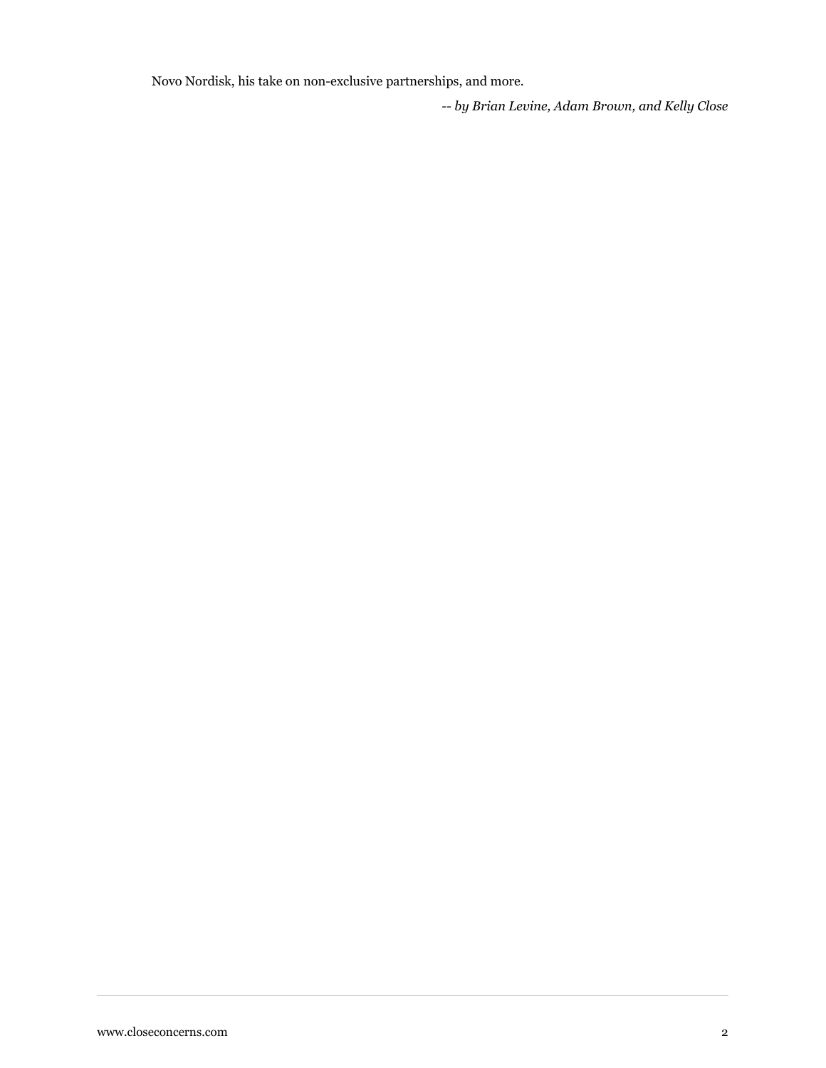Novo Nordisk, his take on non-exclusive partnerships, and more.

*-- by Brian Levine, Adam Brown, and Kelly Close*